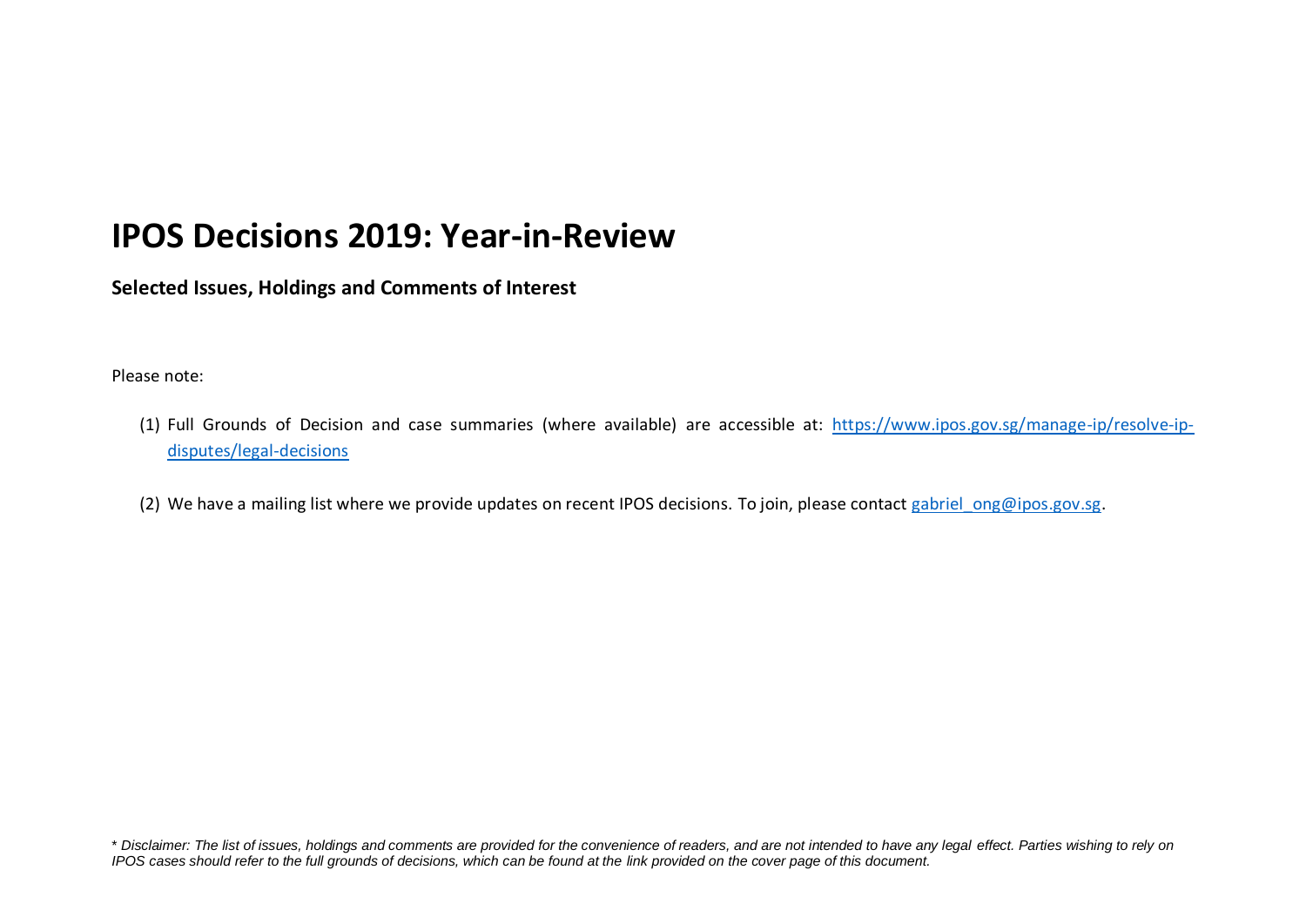# IPOS Decisions 2019: Year-in-Review

**Selected Issues, Holdings and Comments of Interest**

Please note:

(1) Full Grounds of Decision and case summaries (where available) are accessible at: https://www.ipos.gov.sg/manage-ip/resolve-ip-disputes/legal-decisions

(2) We have a mailing list where we provide updates on recent IPOS decisions. To join, please contact gabriel_ong@ipos.gov.sg.

\* *Disclaimer: The list of issues, holdings and comments are provided for the convenience of readers, and are not intended to have any legal effect. Parties wishing to rely on IPOS cases should refer to the full grounds of decisions, which can be found at the link provided on the cover page of this document.*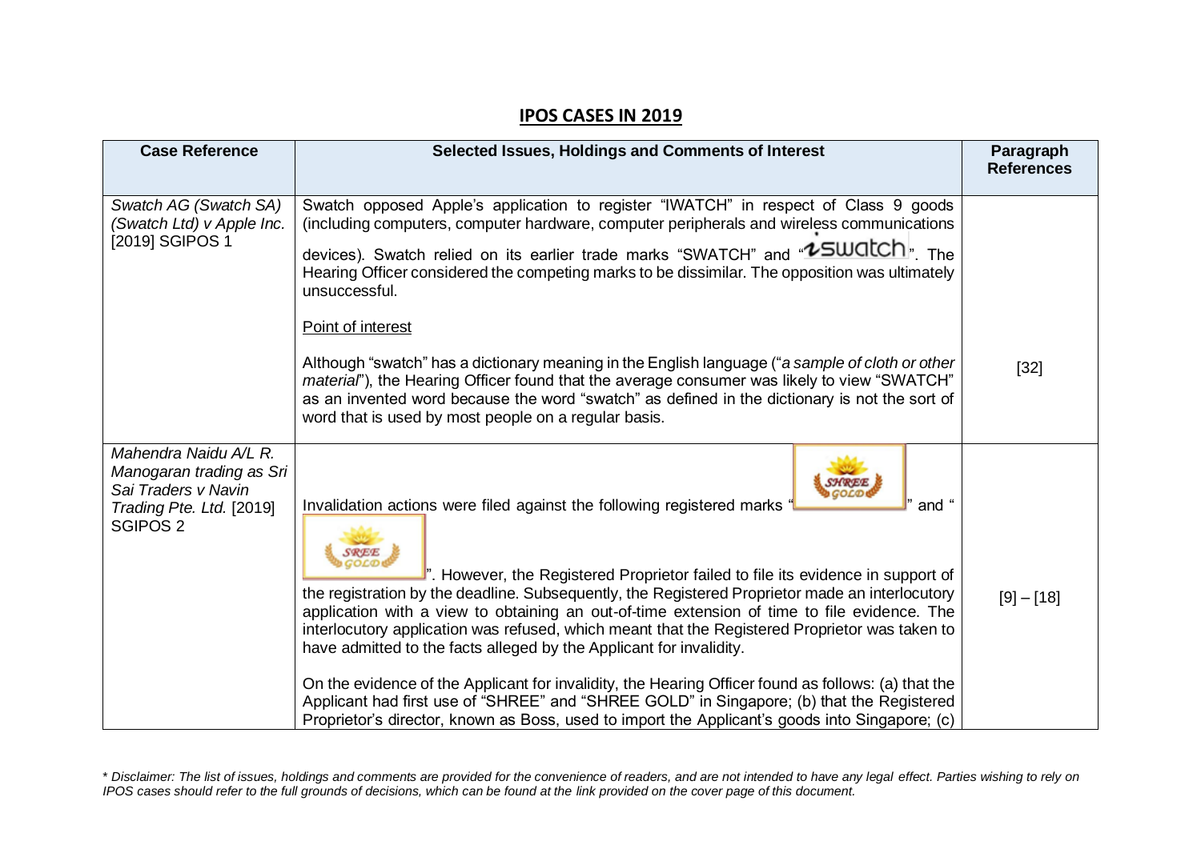## IPOS CASES IN 2019

| Case Reference | Selected Issues, Holdings and Comments of Interest | Paragraph References |
|---|---|---|
| *Swatch AG (Swatch SA) (Swatch Ltd) v Apple Inc.* [2019] SGIPOS 1 | Swatch opposed Apple's application to register "IWATCH" in respect of Class 9 goods (including computers, computer hardware, computer peripherals and wireless communications devices). Swatch relied on its earlier trade marks "SWATCH" and "iswatch". The Hearing Officer considered the competing marks to be dissimilar. The opposition was ultimately unsuccessful.<br><br>Point of interest<br><br>Although "swatch" has a dictionary meaning in the English language ("*a sample of cloth or other material*"), the Hearing Officer found that the average consumer was likely to view "SWATCH" as an invented word because the word "swatch" as defined in the dictionary is not the sort of word that is used by most people on a regular basis. | [32] |
| *Mahendra Naidu A/L R. Manogaran trading as Sri Sai Traders v Navin Trading Pte. Ltd.* [2019] SGIPOS 2 | Invalidation actions were filed against the following registered marks "SHREE GOLD" and "SREE GOLD". However, the Registered Proprietor failed to file its evidence in support of the registration by the deadline. Subsequently, the Registered Proprietor made an interlocutory application with a view to obtaining an out-of-time extension of time to file evidence. The interlocutory application was refused, which meant that the Registered Proprietor was taken to have admitted to the facts alleged by the Applicant for invalidity.<br><br>On the evidence of the Applicant for invalidity, the Hearing Officer found as follows: (a) that the Applicant had first use of "SHREE" and "SHREE GOLD" in Singapore; (b) that the Registered Proprietor's director, known as Boss, used to import the Applicant's goods into Singapore; (c) | [9] – [18] |

*\* Disclaimer: The list of issues, holdings and comments are provided for the convenience of readers, and are not intended to have any legal effect. Parties wishing to rely on IPOS cases should refer to the full grounds of decisions, which can be found at the link provided on the cover page of this document.*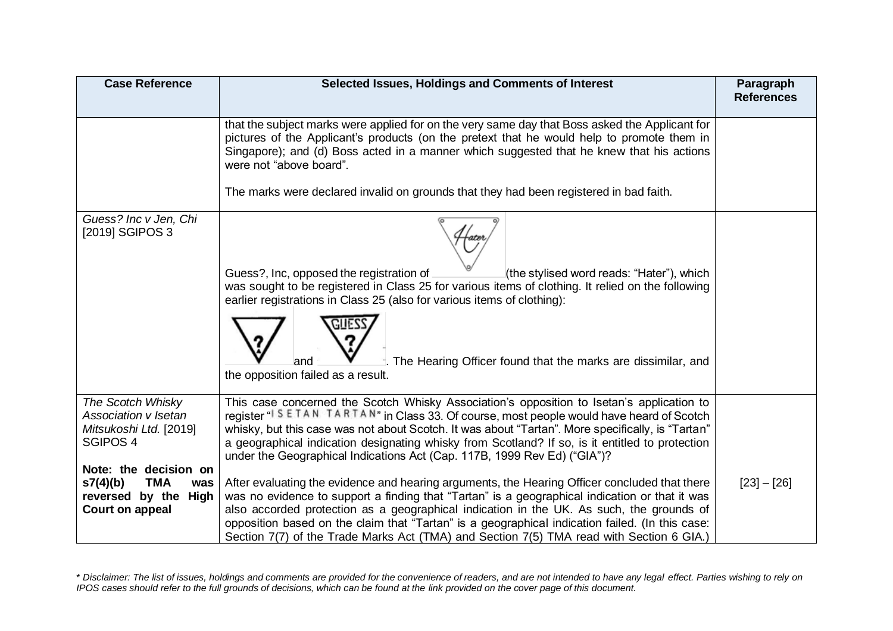| Case Reference | Selected Issues, Holdings and Comments of Interest | Paragraph References |
|---|---|---|
| | that the subject marks were applied for on the very same day that Boss asked the Applicant for pictures of the Applicant's products (on the pretext that he would help to promote them in Singapore); and (d) Boss acted in a manner which suggested that he knew that his actions were not "above board".<br><br>The marks were declared invalid on grounds that they had been registered in bad faith. | |
| *Guess? Inc v Jen, Chi* [2019] SGIPOS 3 | Guess?, Inc, opposed the registration of (the stylised word reads: "Hater"), which was sought to be registered in Class 25 for various items of clothing. It relied on the following earlier registrations in Class 25 (also for various items of clothing):<br><br>and . The Hearing Officer found that the marks are dissimilar, and the opposition failed as a result. | |
| *The Scotch Whisky Association v Isetan Mitsukoshi Ltd.* [2019] SGIPOS 4<br><br>**Note: the decision on s7(4)(b) TMA was reversed by the High Court on appeal** | This case concerned the Scotch Whisky Association's opposition to Isetan's application to register "ISETAN TARTAN" in Class 33. Of course, most people would have heard of Scotch whisky, but this case was not about Scotch. It was about "Tartan". More specifically, is "Tartan" a geographical indication designating whisky from Scotland? If so, is it entitled to protection under the Geographical Indications Act (Cap. 117B, 1999 Rev Ed) ("GIA")?<br><br>After evaluating the evidence and hearing arguments, the Hearing Officer concluded that there was no evidence to support a finding that "Tartan" is a geographical indication or that it was also accorded protection as a geographical indication in the UK. As such, the grounds of opposition based on the claim that "Tartan" is a geographical indication failed. (In this case: Section 7(7) of the Trade Marks Act (TMA) and Section 7(5) TMA read with Section 6 GIA.) | [23] – [26] |

*\* Disclaimer: The list of issues, holdings and comments are provided for the convenience of readers, and are not intended to have any legal effect. Parties wishing to rely on IPOS cases should refer to the full grounds of decisions, which can be found at the link provided on the cover page of this document.*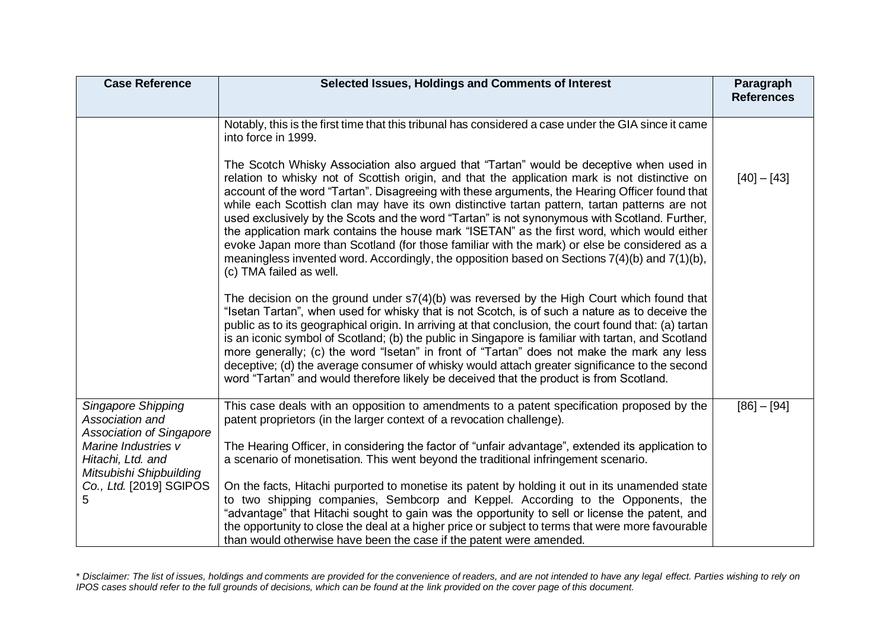| Case Reference | Selected Issues, Holdings and Comments of Interest | Paragraph References |
|---|---|---|
| | Notably, this is the first time that this tribunal has considered a case under the GIA since it came into force in 1999.<br><br>The Scotch Whisky Association also argued that "Tartan" would be deceptive when used in relation to whisky not of Scottish origin, and that the application mark is not distinctive on account of the word "Tartan". Disagreeing with these arguments, the Hearing Officer found that while each Scottish clan may have its own distinctive tartan pattern, tartan patterns are not used exclusively by the Scots and the word "Tartan" is not synonymous with Scotland. Further, the application mark contains the house mark "ISETAN" as the first word, which would either evoke Japan more than Scotland (for those familiar with the mark) or else be considered as a meaningless invented word. Accordingly, the opposition based on Sections 7(4)(b) and 7(1)(b), (c) TMA failed as well.<br><br>The decision on the ground under s7(4)(b) was reversed by the High Court which found that "Isetan Tartan", when used for whisky that is not Scotch, is of such a nature as to deceive the public as to its geographical origin. In arriving at that conclusion, the court found that: (a) tartan is an iconic symbol of Scotland; (b) the public in Singapore is familiar with tartan, and Scotland more generally; (c) the word "Isetan" in front of "Tartan" does not make the mark any less deceptive; (d) the average consumer of whisky would attach greater significance to the second word "Tartan" and would therefore likely be deceived that the product is from Scotland. | [40] – [43] |
| *Singapore Shipping Association and Association of Singapore Marine Industries v Hitachi, Ltd. and Mitsubishi Shipbuilding Co., Ltd.* [2019] SGIPOS 5 | This case deals with an opposition to amendments to a patent specification proposed by the patent proprietors (in the larger context of a revocation challenge).<br><br>The Hearing Officer, in considering the factor of "unfair advantage", extended its application to a scenario of monetisation. This went beyond the traditional infringement scenario.<br><br>On the facts, Hitachi purported to monetise its patent by holding it out in its unamended state to two shipping companies, Sembcorp and Keppel. According to the Opponents, the "advantage" that Hitachi sought to gain was the opportunity to sell or license the patent, and the opportunity to close the deal at a higher price or subject to terms that were more favourable than would otherwise have been the case if the patent were amended. | [86] – [94] |

*\* Disclaimer: The list of issues, holdings and comments are provided for the convenience of readers, and are not intended to have any legal effect. Parties wishing to rely on IPOS cases should refer to the full grounds of decisions, which can be found at the link provided on the cover page of this document.*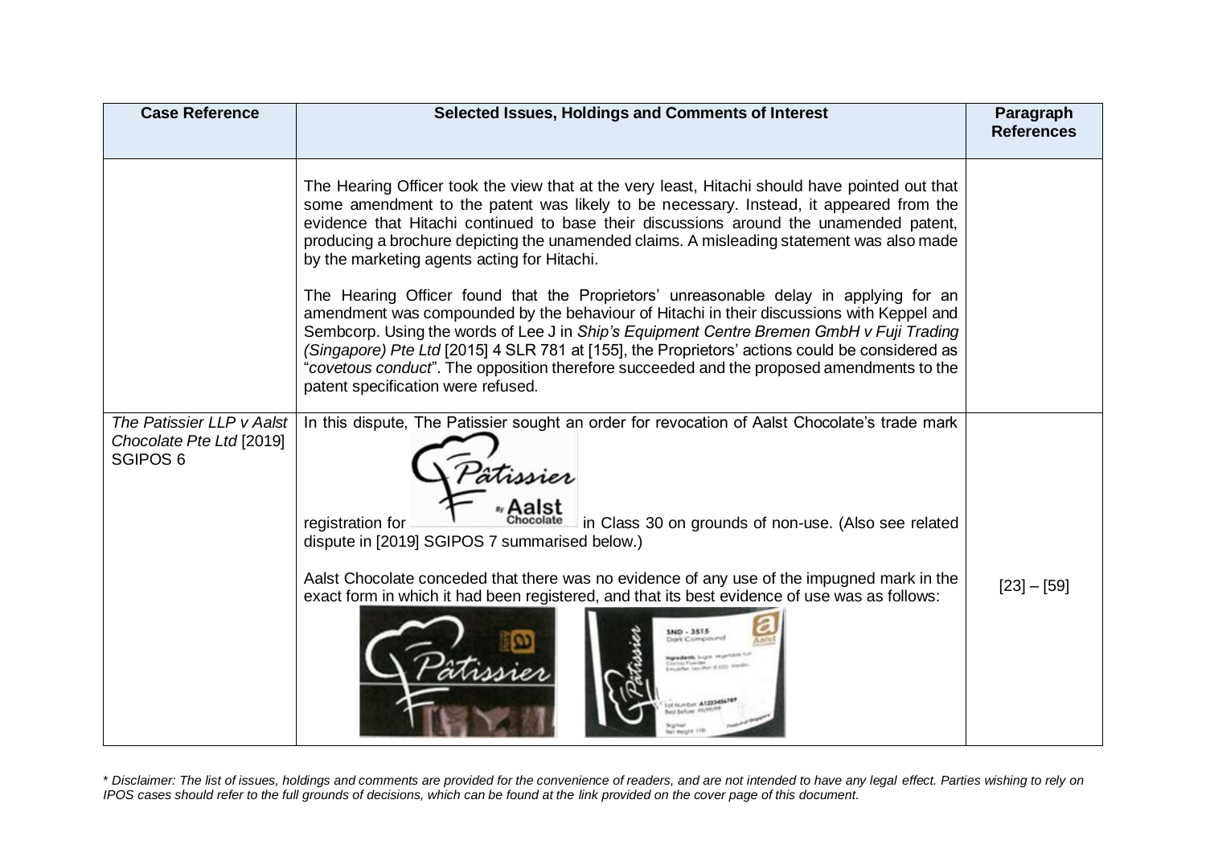| Case Reference | Selected Issues, Holdings and Comments of Interest | Paragraph References |
|---|---|---|
| | The Hearing Officer took the view that at the very least, Hitachi should have pointed out that some amendment to the patent was likely to be necessary. Instead, it appeared from the evidence that Hitachi continued to base their discussions around the unamended patent, producing a brochure depicting the unamended claims. A misleading statement was also made by the marketing agents acting for Hitachi.<br><br>The Hearing Officer found that the Proprietors' unreasonable delay in applying for an amendment was compounded by the behaviour of Hitachi in their discussions with Keppel and Sembcorp. Using the words of Lee J in *Ship's Equipment Centre Bremen GmbH v Fuji Trading (Singapore) Pte Ltd* [2015] 4 SLR 781 at [155], the Proprietors' actions could be considered as "*covetous conduct*". The opposition therefore succeeded and the proposed amendments to the patent specification were refused. | |
| *The Patissier LLP v Aalst Chocolate Pte Ltd* [2019] SGIPOS 6 | In this dispute, The Patissier sought an order for revocation of Aalst Chocolate's trade mark registration for [mark: Pâtissier By Aalst Chocolate] in Class 30 on grounds of non-use. (Also see related dispute in [2019] SGIPOS 7 summarised below.)<br><br>Aalst Chocolate conceded that there was no evidence of any use of the impugned mark in the exact form in which it had been registered, and that its best evidence of use was as follows: | [23] – [59] |

*\* Disclaimer: The list of issues, holdings and comments are provided for the convenience of readers, and are not intended to have any legal effect. Parties wishing to rely on IPOS cases should refer to the full grounds of decisions, which can be found at the link provided on the cover page of this document.*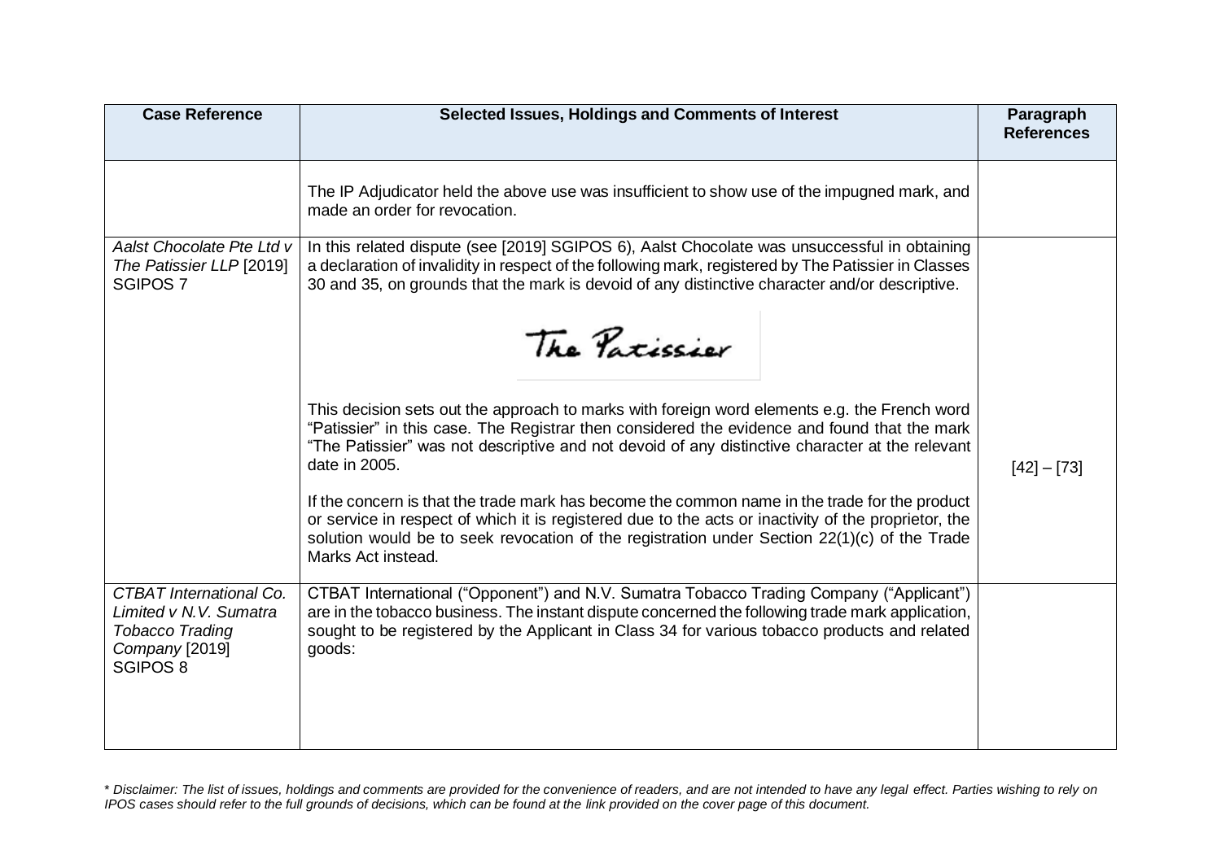| Case Reference | Selected Issues, Holdings and Comments of Interest | Paragraph References |
|---|---|---|
| | The IP Adjudicator held the above use was insufficient to show use of the impugned mark, and made an order for revocation. | |
| *Aalst Chocolate Pte Ltd v The Patissier LLP* [2019] SGIPOS 7 | In this related dispute (see [2019] SGIPOS 6), Aalst Chocolate was unsuccessful in obtaining a declaration of invalidity in respect of the following mark, registered by The Patissier in Classes 30 and 35, on grounds that the mark is devoid of any distinctive character and/or descriptive.<br><br>The Patissier<br><br>This decision sets out the approach to marks with foreign word elements e.g. the French word "Patissier" in this case. The Registrar then considered the evidence and found that the mark "The Patissier" was not descriptive and not devoid of any distinctive character at the relevant date in 2005.<br><br>If the concern is that the trade mark has become the common name in the trade for the product or service in respect of which it is registered due to the acts or inactivity of the proprietor, the solution would be to seek revocation of the registration under Section 22(1)(c) of the Trade Marks Act instead. | [42] – [73] |
| *CTBAT International Co. Limited v N.V. Sumatra Tobacco Trading Company* [2019] SGIPOS 8 | CTBAT International ("Opponent") and N.V. Sumatra Tobacco Trading Company ("Applicant") are in the tobacco business. The instant dispute concerned the following trade mark application, sought to be registered by the Applicant in Class 34 for various tobacco products and related goods: | |

*\* Disclaimer: The list of issues, holdings and comments are provided for the convenience of readers, and are not intended to have any legal effect. Parties wishing to rely on IPOS cases should refer to the full grounds of decisions, which can be found at the link provided on the cover page of this document.*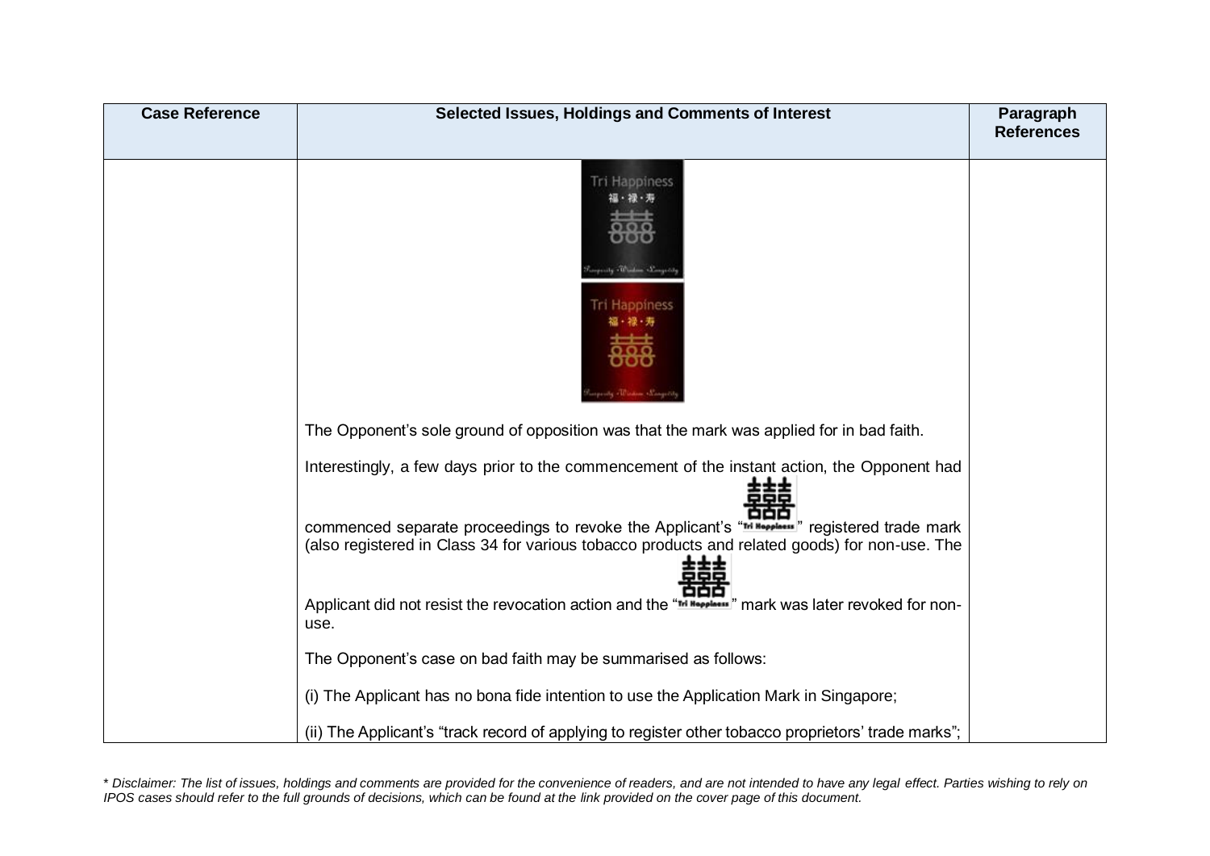| Case Reference | Selected Issues, Holdings and Comments of Interest | Paragraph References |
|---|---|---|
| | The Opponent's sole ground of opposition was that the mark was applied for in bad faith.<br><br>Interestingly, a few days prior to the commencement of the instant action, the Opponent had commenced separate proceedings to revoke the Applicant's "Tri Happiness" registered trade mark (also registered in Class 34 for various tobacco products and related goods) for non-use. The Applicant did not resist the revocation action and the "Tri Happiness" mark was later revoked for non-use.<br><br>The Opponent's case on bad faith may be summarised as follows:<br><br>(i) The Applicant has no bona fide intention to use the Application Mark in Singapore;<br><br>(ii) The Applicant's "track record of applying to register other tobacco proprietors' trade marks"; | |

*\* Disclaimer: The list of issues, holdings and comments are provided for the convenience of readers, and are not intended to have any legal effect. Parties wishing to rely on IPOS cases should refer to the full grounds of decisions, which can be found at the link provided on the cover page of this document.*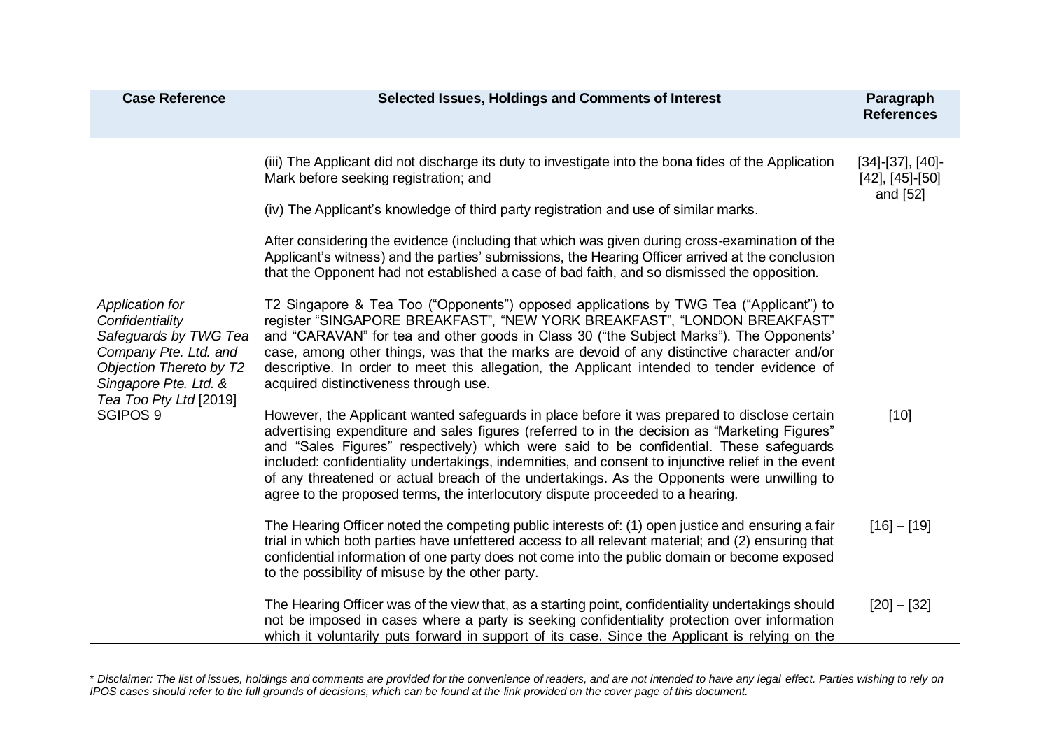| Case Reference | Selected Issues, Holdings and Comments of Interest | Paragraph References |
|---|---|---|
| | (iii) The Applicant did not discharge its duty to investigate into the bona fides of the Application Mark before seeking registration; and<br><br>(iv) The Applicant's knowledge of third party registration and use of similar marks.<br><br>After considering the evidence (including that which was given during cross-examination of the Applicant's witness) and the parties' submissions, the Hearing Officer arrived at the conclusion that the Opponent had not established a case of bad faith, and so dismissed the opposition. | [34]-[37], [40]-[42], [45]-[50] and [52] |
| *Application for Confidentiality Safeguards by TWG Tea Company Pte. Ltd. and Objection Thereto by T2 Singapore Pte. Ltd. & Tea Too Pty Ltd* [2019] SGIPOS 9 | T2 Singapore & Tea Too ("Opponents") opposed applications by TWG Tea ("Applicant") to register "SINGAPORE BREAKFAST", "NEW YORK BREAKFAST", "LONDON BREAKFAST" and "CARAVAN" for tea and other goods in Class 30 ("the Subject Marks"). The Opponents' case, among other things, was that the marks are devoid of any distinctive character and/or descriptive. In order to meet this allegation, the Applicant intended to tender evidence of acquired distinctiveness through use.<br><br>However, the Applicant wanted safeguards in place before it was prepared to disclose certain advertising expenditure and sales figures (referred to in the decision as "Marketing Figures" and "Sales Figures" respectively) which were said to be confidential. These safeguards included: confidentiality undertakings, indemnities, and consent to injunctive relief in the event of any threatened or actual breach of the undertakings. As the Opponents were unwilling to agree to the proposed terms, the interlocutory dispute proceeded to a hearing.<br><br>The Hearing Officer noted the competing public interests of: (1) open justice and ensuring a fair trial in which both parties have unfettered access to all relevant material; and (2) ensuring that confidential information of one party does not come into the public domain or become exposed to the possibility of misuse by the other party.<br><br>The Hearing Officer was of the view that, as a starting point, confidentiality undertakings should not be imposed in cases where a party is seeking confidentiality protection over information which it voluntarily puts forward in support of its case. Since the Applicant is relying on the | [10]<br><br>[16] – [19]<br><br>[20] – [32] |

*\* Disclaimer: The list of issues, holdings and comments are provided for the convenience of readers, and are not intended to have any legal effect. Parties wishing to rely on IPOS cases should refer to the full grounds of decisions, which can be found at the link provided on the cover page of this document.*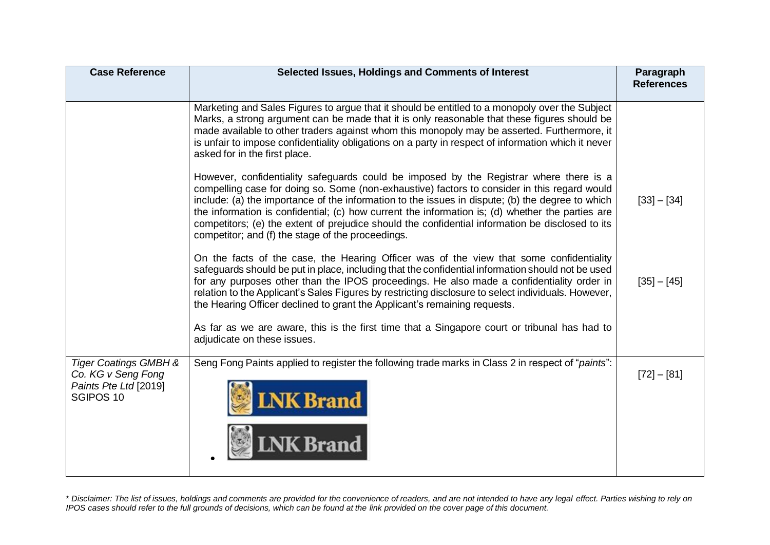| Case Reference | Selected Issues, Holdings and Comments of Interest | Paragraph References |
|---|---|---|
| | Marketing and Sales Figures to argue that it should be entitled to a monopoly over the Subject Marks, a strong argument can be made that it is only reasonable that these figures should be made available to other traders against whom this monopoly may be asserted. Furthermore, it is unfair to impose confidentiality obligations on a party in respect of information which it never asked for in the first place.<br><br>However, confidentiality safeguards could be imposed by the Registrar where there is a compelling case for doing so. Some (non-exhaustive) factors to consider in this regard would include: (a) the importance of the information to the issues in dispute; (b) the degree to which the information is confidential; (c) how current the information is; (d) whether the parties are competitors; (e) the extent of prejudice should the confidential information be disclosed to its competitor; and (f) the stage of the proceedings.<br><br>On the facts of the case, the Hearing Officer was of the view that some confidentiality safeguards should be put in place, including that the confidential information should not be used for any purposes other than the IPOS proceedings. He also made a confidentiality order in relation to the Applicant's Sales Figures by restricting disclosure to select individuals. However, the Hearing Officer declined to grant the Applicant's remaining requests.<br><br>As far as we are aware, this is the first time that a Singapore court or tribunal has had to adjudicate on these issues. | [33] – [34]<br><br>[35] – [45] |
| *Tiger Coatings GMBH & Co. KG v Seng Fong Paints Pte Ltd* [2019] SGIPOS 10 | Seng Fong Paints applied to register the following trade marks in Class 2 in respect of "*paints*":<br><br>LNK Brand<br><br>• LNK Brand | [72] – [81] |

*\* Disclaimer: The list of issues, holdings and comments are provided for the convenience of readers, and are not intended to have any legal effect. Parties wishing to rely on IPOS cases should refer to the full grounds of decisions, which can be found at the link provided on the cover page of this document.*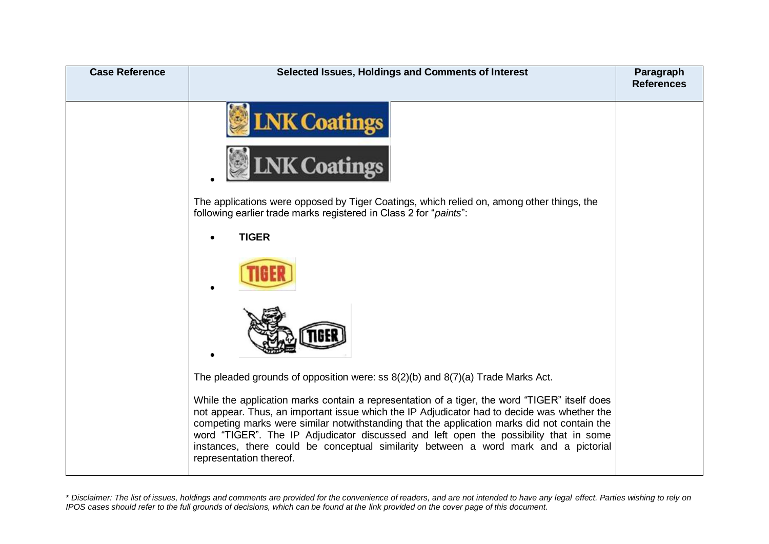| Case Reference | Selected Issues, Holdings and Comments of Interest | Paragraph References |
|---|---|---|
| | LNK Coatings<br><br>• LNK Coatings<br><br>The applications were opposed by Tiger Coatings, which relied on, among other things, the following earlier trade marks registered in Class 2 for "*paints*":<br><br>• **TIGER**<br>• TIGER<br>• TIGER<br><br>The pleaded grounds of opposition were: ss 8(2)(b) and 8(7)(a) Trade Marks Act.<br><br>While the application marks contain a representation of a tiger, the word "TIGER" itself does not appear. Thus, an important issue which the IP Adjudicator had to decide was whether the competing marks were similar notwithstanding that the application marks did not contain the word "TIGER". The IP Adjudicator discussed and left open the possibility that in some instances, there could be conceptual similarity between a word mark and a pictorial representation thereof. | |

*\* Disclaimer: The list of issues, holdings and comments are provided for the convenience of readers, and are not intended to have any legal effect. Parties wishing to rely on IPOS cases should refer to the full grounds of decisions, which can be found at the link provided on the cover page of this document.*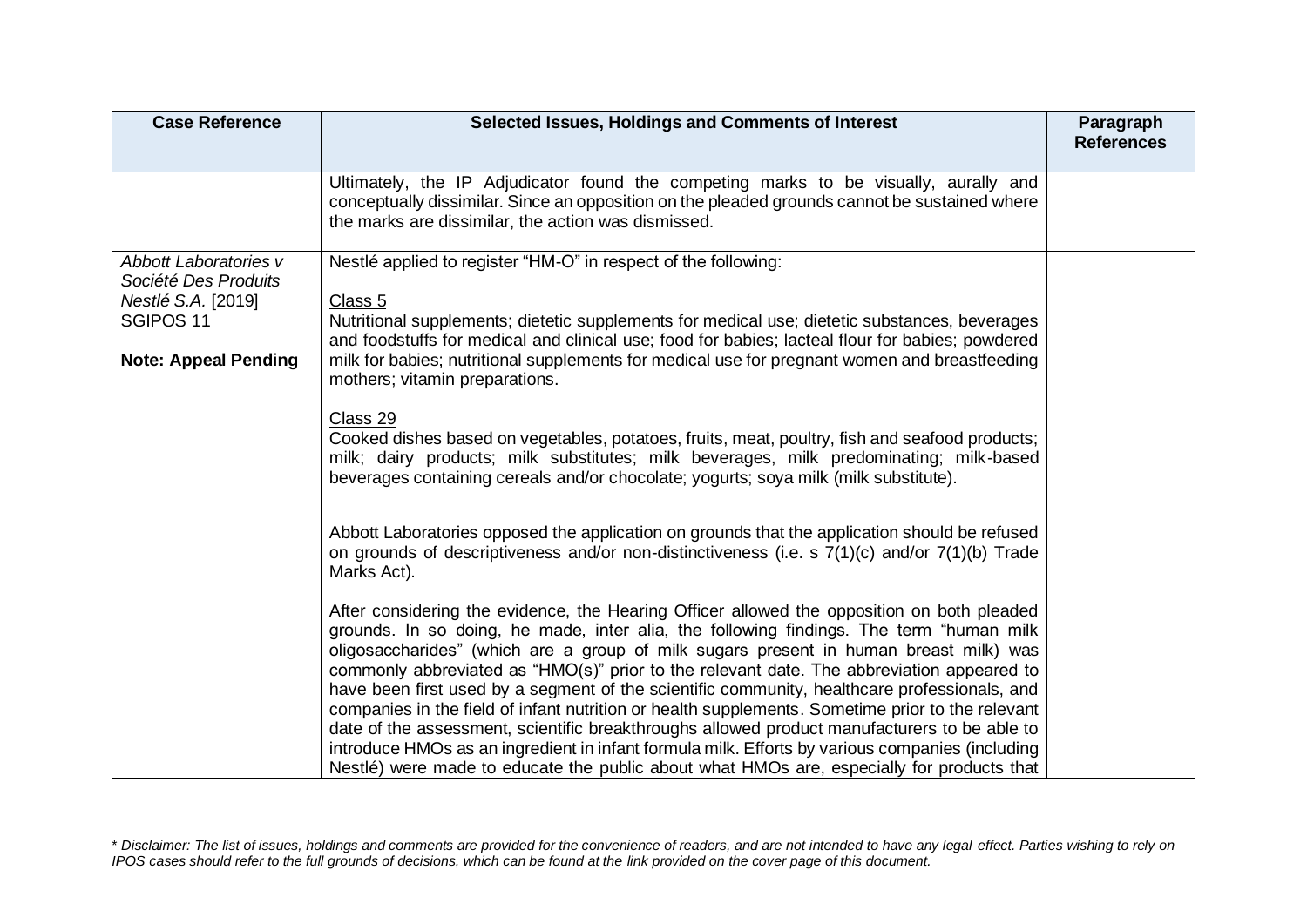| Case Reference | Selected Issues, Holdings and Comments of Interest | Paragraph References |
|---|---|---|
| | Ultimately, the IP Adjudicator found the competing marks to be visually, aurally and conceptually dissimilar. Since an opposition on the pleaded grounds cannot be sustained where the marks are dissimilar, the action was dismissed. | |
| *Abbott Laboratories v Société Des Produits Nestlé S.A.* [2019] SGIPOS 11<br><br>**Note: Appeal Pending** | Nestlé applied to register "HM-O" in respect of the following:<br><br>Class 5<br>Nutritional supplements; dietetic supplements for medical use; dietetic substances, beverages and foodstuffs for medical and clinical use; food for babies; lacteal flour for babies; powdered milk for babies; nutritional supplements for medical use for pregnant women and breastfeeding mothers; vitamin preparations.<br><br>Class 29<br>Cooked dishes based on vegetables, potatoes, fruits, meat, poultry, fish and seafood products; milk; dairy products; milk substitutes; milk beverages, milk predominating; milk-based beverages containing cereals and/or chocolate; yogurts; soya milk (milk substitute).<br><br>Abbott Laboratories opposed the application on grounds that the application should be refused on grounds of descriptiveness and/or non-distinctiveness (i.e. s 7(1)(c) and/or 7(1)(b) Trade Marks Act).<br><br>After considering the evidence, the Hearing Officer allowed the opposition on both pleaded grounds. In so doing, he made, inter alia, the following findings. The term "human milk oligosaccharides" (which are a group of milk sugars present in human breast milk) was commonly abbreviated as "HMO(s)" prior to the relevant date. The abbreviation appeared to have been first used by a segment of the scientific community, healthcare professionals, and companies in the field of infant nutrition or health supplements. Sometime prior to the relevant date of the assessment, scientific breakthroughs allowed product manufacturers to be able to introduce HMOs as an ingredient in infant formula milk. Efforts by various companies (including Nestlé) were made to educate the public about what HMOs are, especially for products that | |

*\* Disclaimer: The list of issues, holdings and comments are provided for the convenience of readers, and are not intended to have any legal effect. Parties wishing to rely on IPOS cases should refer to the full grounds of decisions, which can be found at the link provided on the cover page of this document.*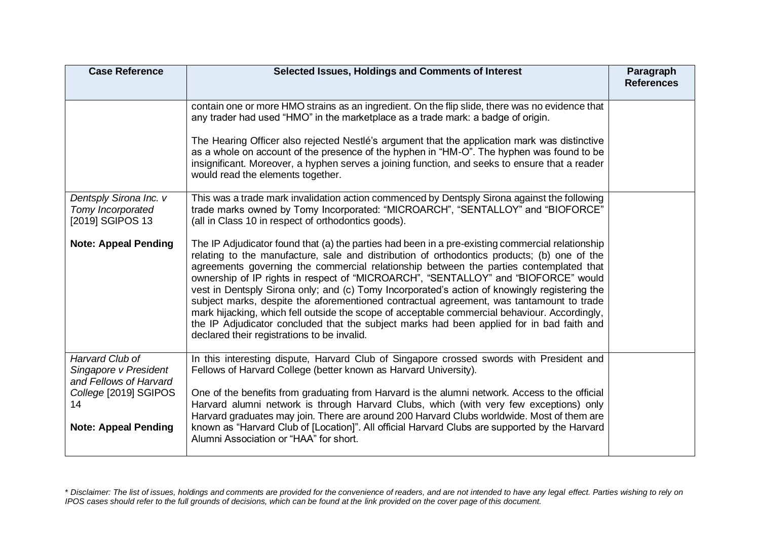| Case Reference | Selected Issues, Holdings and Comments of Interest | Paragraph References |
|---|---|---|
| | contain one or more HMO strains as an ingredient. On the flip slide, there was no evidence that any trader had used "HMO" in the marketplace as a trade mark: a badge of origin.<br><br>The Hearing Officer also rejected Nestlé's argument that the application mark was distinctive as a whole on account of the presence of the hyphen in "HM-O". The hyphen was found to be insignificant. Moreover, a hyphen serves a joining function, and seeks to ensure that a reader would read the elements together. | |
| *Dentsply Sirona Inc. v Tomy Incorporated* [2019] SGIPOS 13<br><br>**Note: Appeal Pending** | This was a trade mark invalidation action commenced by Dentsply Sirona against the following trade marks owned by Tomy Incorporated: "MICROARCH", "SENTALLOY" and "BIOFORCE" (all in Class 10 in respect of orthodontics goods).<br><br>The IP Adjudicator found that (a) the parties had been in a pre-existing commercial relationship relating to the manufacture, sale and distribution of orthodontics products; (b) one of the agreements governing the commercial relationship between the parties contemplated that ownership of IP rights in respect of "MICROARCH", "SENTALLOY" and "BIOFORCE" would vest in Dentsply Sirona only; and (c) Tomy Incorporated's action of knowingly registering the subject marks, despite the aforementioned contractual agreement, was tantamount to trade mark hijacking, which fell outside the scope of acceptable commercial behaviour. Accordingly, the IP Adjudicator concluded that the subject marks had been applied for in bad faith and declared their registrations to be invalid. | |
| *Harvard Club of Singapore v President and Fellows of Harvard College* [2019] SGIPOS 14<br><br>**Note: Appeal Pending** | In this interesting dispute, Harvard Club of Singapore crossed swords with President and Fellows of Harvard College (better known as Harvard University).<br><br>One of the benefits from graduating from Harvard is the alumni network. Access to the official Harvard alumni network is through Harvard Clubs, which (with very few exceptions) only Harvard graduates may join. There are around 200 Harvard Clubs worldwide. Most of them are known as "Harvard Club of [Location]". All official Harvard Clubs are supported by the Harvard Alumni Association or "HAA" for short. | |

*\* Disclaimer: The list of issues, holdings and comments are provided for the convenience of readers, and are not intended to have any legal effect. Parties wishing to rely on IPOS cases should refer to the full grounds of decisions, which can be found at the link provided on the cover page of this document.*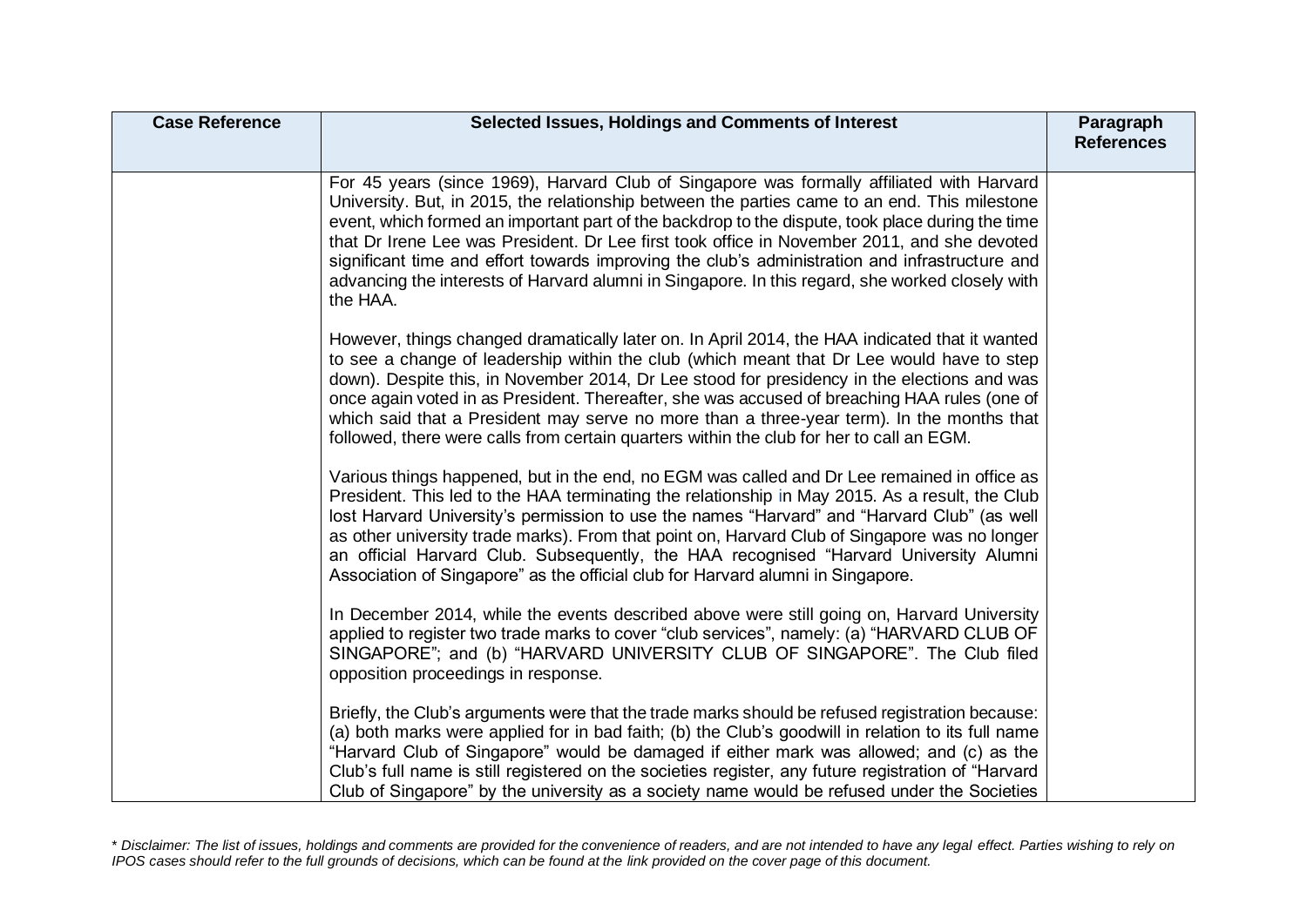| Case Reference | Selected Issues, Holdings and Comments of Interest | Paragraph References |
|---|---|---|
| | For 45 years (since 1969), Harvard Club of Singapore was formally affiliated with Harvard University. But, in 2015, the relationship between the parties came to an end. This milestone event, which formed an important part of the backdrop to the dispute, took place during the time that Dr Irene Lee was President. Dr Lee first took office in November 2011, and she devoted significant time and effort towards improving the club's administration and infrastructure and advancing the interests of Harvard alumni in Singapore. In this regard, she worked closely with the HAA.<br><br>However, things changed dramatically later on. In April 2014, the HAA indicated that it wanted to see a change of leadership within the club (which meant that Dr Lee would have to step down). Despite this, in November 2014, Dr Lee stood for presidency in the elections and was once again voted in as President. Thereafter, she was accused of breaching HAA rules (one of which said that a President may serve no more than a three-year term). In the months that followed, there were calls from certain quarters within the club for her to call an EGM.<br><br>Various things happened, but in the end, no EGM was called and Dr Lee remained in office as President. This led to the HAA terminating the relationship in May 2015. As a result, the Club lost Harvard University's permission to use the names "Harvard" and "Harvard Club" (as well as other university trade marks). From that point on, Harvard Club of Singapore was no longer an official Harvard Club. Subsequently, the HAA recognised "Harvard University Alumni Association of Singapore" as the official club for Harvard alumni in Singapore.<br><br>In December 2014, while the events described above were still going on, Harvard University applied to register two trade marks to cover "club services", namely: (a) "HARVARD CLUB OF SINGAPORE"; and (b) "HARVARD UNIVERSITY CLUB OF SINGAPORE". The Club filed opposition proceedings in response.<br><br>Briefly, the Club's arguments were that the trade marks should be refused registration because: (a) both marks were applied for in bad faith; (b) the Club's goodwill in relation to its full name "Harvard Club of Singapore" would be damaged if either mark was allowed; and (c) as the Club's full name is still registered on the societies register, any future registration of "Harvard Club of Singapore" by the university as a society name would be refused under the Societies | |

* Disclaimer: The list of issues, holdings and comments are provided for the convenience of readers, and are not intended to have any legal effect. Parties wishing to rely on IPOS cases should refer to the full grounds of decisions, which can be found at the link provided on the cover page of this document.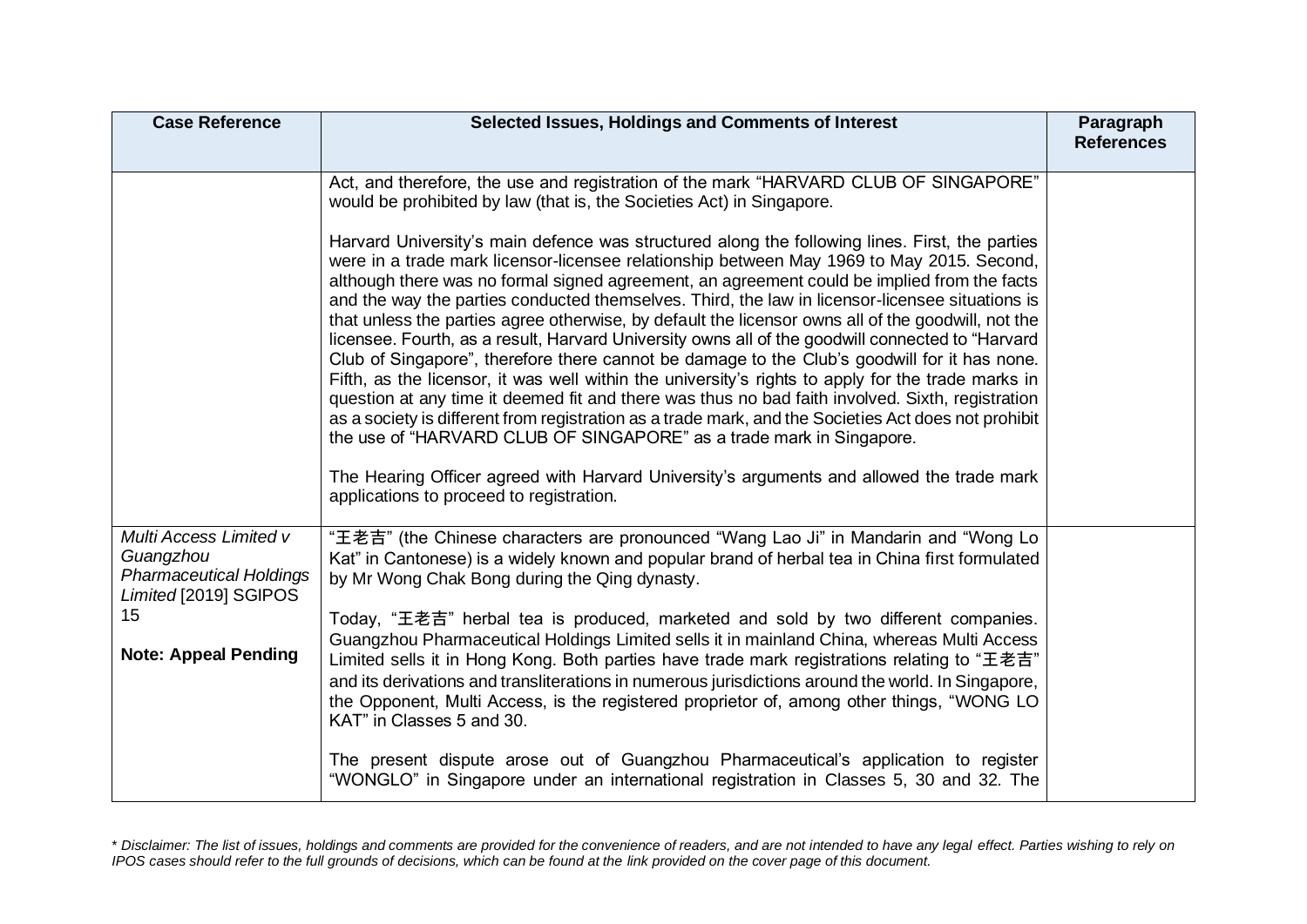| Case Reference | Selected Issues, Holdings and Comments of Interest | Paragraph References |
| --- | --- | --- |
| | Act, and therefore, the use and registration of the mark "HARVARD CLUB OF SINGAPORE" would be prohibited by law (that is, the Societies Act) in Singapore.<br><br>Harvard University's main defence was structured along the following lines. First, the parties were in a trade mark licensor-licensee relationship between May 1969 to May 2015. Second, although there was no formal signed agreement, an agreement could be implied from the facts and the way the parties conducted themselves. Third, the law in licensor-licensee situations is that unless the parties agree otherwise, by default the licensor owns all of the goodwill, not the licensee. Fourth, as a result, Harvard University owns all of the goodwill connected to "Harvard Club of Singapore", therefore there cannot be damage to the Club's goodwill for it has none. Fifth, as the licensor, it was well within the university's rights to apply for the trade marks in question at any time it deemed fit and there was thus no bad faith involved. Sixth, registration as a society is different from registration as a trade mark, and the Societies Act does not prohibit the use of "HARVARD CLUB OF SINGAPORE" as a trade mark in Singapore.<br><br>The Hearing Officer agreed with Harvard University's arguments and allowed the trade mark applications to proceed to registration. | |
| *Multi Access Limited v Guangzhou Pharmaceutical Holdings Limited* [2019] SGIPOS 15<br><br>**Note: Appeal Pending** | "王老吉" (the Chinese characters are pronounced "Wang Lao Ji" in Mandarin and "Wong Lo Kat" in Cantonese) is a widely known and popular brand of herbal tea in China first formulated by Mr Wong Chak Bong during the Qing dynasty.<br><br>Today, "王老吉" herbal tea is produced, marketed and sold by two different companies. Guangzhou Pharmaceutical Holdings Limited sells it in mainland China, whereas Multi Access Limited sells it in Hong Kong. Both parties have trade mark registrations relating to "王老吉" and its derivations and transliterations in numerous jurisdictions around the world. In Singapore, the Opponent, Multi Access, is the registered proprietor of, among other things, "WONG LO KAT" in Classes 5 and 30.<br><br>The present dispute arose out of Guangzhou Pharmaceutical's application to register "WONGLO" in Singapore under an international registration in Classes 5, 30 and 32. The | |

*\* Disclaimer: The list of issues, holdings and comments are provided for the convenience of readers, and are not intended to have any legal effect. Parties wishing to rely on IPOS cases should refer to the full grounds of decisions, which can be found at the link provided on the cover page of this document.*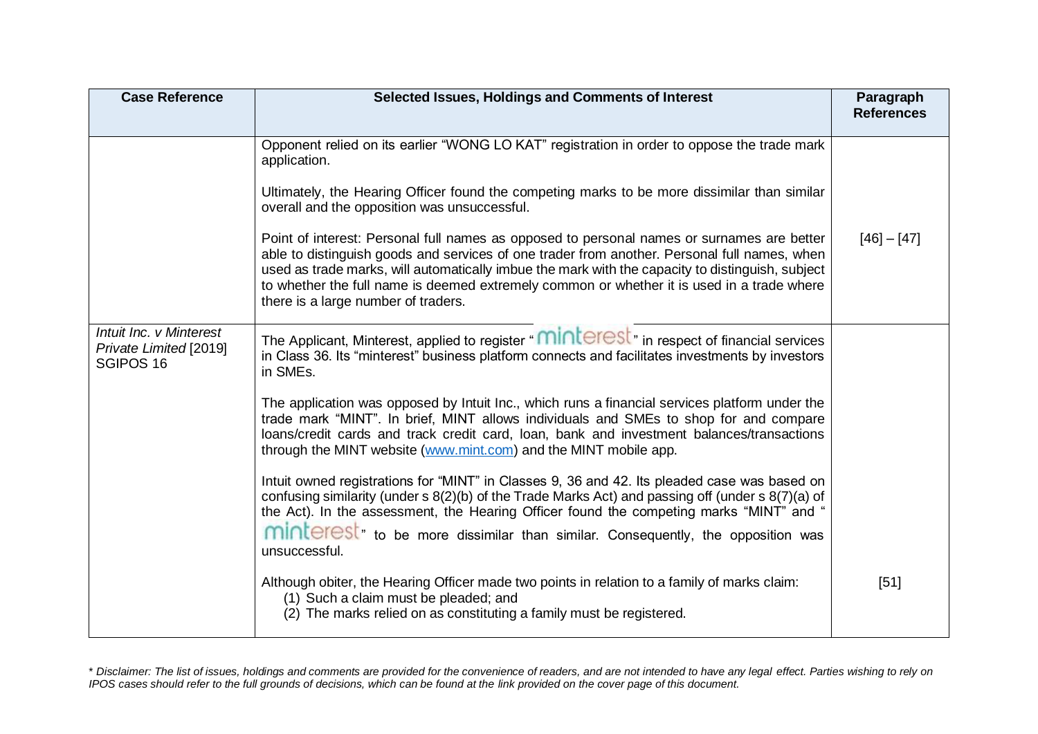| Case Reference | Selected Issues, Holdings and Comments of Interest | Paragraph References |
|---|---|---|
| | Opponent relied on its earlier "WONG LO KAT" registration in order to oppose the trade mark application.<br><br>Ultimately, the Hearing Officer found the competing marks to be more dissimilar than similar overall and the opposition was unsuccessful.<br><br>Point of interest: Personal full names as opposed to personal names or surnames are better able to distinguish goods and services of one trader from another. Personal full names, when used as trade marks, will automatically imbue the mark with the capacity to distinguish, subject to whether the full name is deemed extremely common or whether it is used in a trade where there is a large number of traders. | [46] – [47] |
| *Intuit Inc. v Minterest Private Limited* [2019] SGIPOS 16 | The Applicant, Minterest, applied to register "minterest" in respect of financial services in Class 36. Its "minterest" business platform connects and facilitates investments by investors in SMEs.<br><br>The application was opposed by Intuit Inc., which runs a financial services platform under the trade mark "MINT". In brief, MINT allows individuals and SMEs to shop for and compare loans/credit cards and track credit card, loan, bank and investment balances/transactions through the MINT website (www.mint.com) and the MINT mobile app.<br><br>Intuit owned registrations for "MINT" in Classes 9, 36 and 42. Its pleaded case was based on confusing similarity (under s 8(2)(b) of the Trade Marks Act) and passing off (under s 8(7)(a) of the Act). In the assessment, the Hearing Officer found the competing marks "MINT" and "minterest" to be more dissimilar than similar. Consequently, the opposition was unsuccessful.<br><br>Although obiter, the Hearing Officer made two points in relation to a family of marks claim:<br>(1) Such a claim must be pleaded; and<br>(2) The marks relied on as constituting a family must be registered. | [51] |

*\* Disclaimer: The list of issues, holdings and comments are provided for the convenience of readers, and are not intended to have any legal effect. Parties wishing to rely on IPOS cases should refer to the full grounds of decisions, which can be found at the link provided on the cover page of this document.*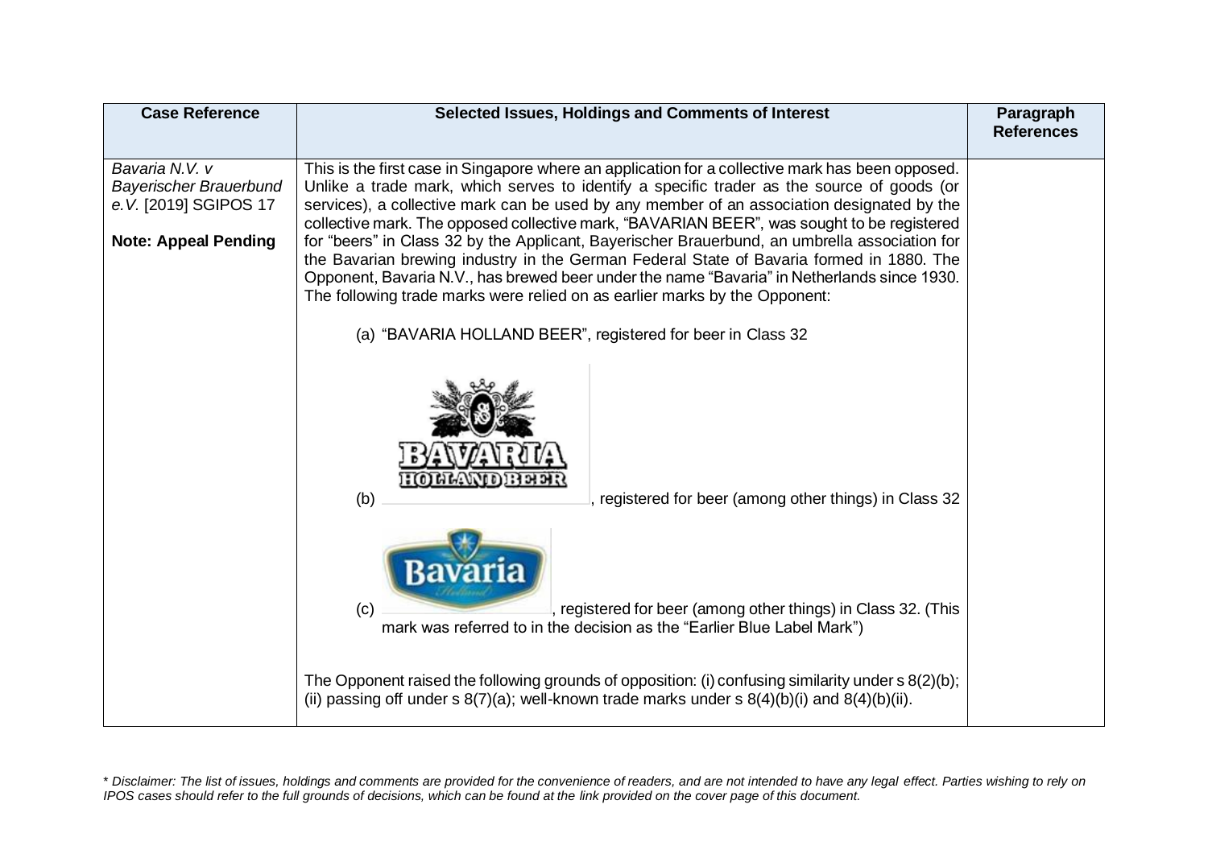| Case Reference | Selected Issues, Holdings and Comments of Interest | Paragraph References |
|---|---|---|
| *Bavaria N.V. v Bayerischer Brauerbund e.V.* [2019] SGIPOS 17<br><br>**Note: Appeal Pending** | This is the first case in Singapore where an application for a collective mark has been opposed. Unlike a trade mark, which serves to identify a specific trader as the source of goods (or services), a collective mark can be used by any member of an association designated by the collective mark. The opposed collective mark, "BAVARIAN BEER", was sought to be registered for "beers" in Class 32 by the Applicant, Bayerischer Brauerbund, an umbrella association for the Bavarian brewing industry in the German Federal State of Bavaria formed in 1880. The Opponent, Bavaria N.V., has brewed beer under the name "Bavaria" in Netherlands since 1930. The following trade marks were relied on as earlier marks by the Opponent:<br><br>(a) "BAVARIA HOLLAND BEER", registered for beer in Class 32<br><br>(b) [BAVARIA HOLLAND BEER device mark], registered for beer (among other things) in Class 32<br><br>(c) [Bavaria Holland blue label mark], registered for beer (among other things) in Class 32. (This mark was referred to in the decision as the "Earlier Blue Label Mark")<br><br>The Opponent raised the following grounds of opposition: (i) confusing similarity under s 8(2)(b); (ii) passing off under s 8(7)(a); well-known trade marks under s 8(4)(b)(i) and 8(4)(b)(ii). | |

*\* Disclaimer: The list of issues, holdings and comments are provided for the convenience of readers, and are not intended to have any legal effect. Parties wishing to rely on IPOS cases should refer to the full grounds of decisions, which can be found at the link provided on the cover page of this document.*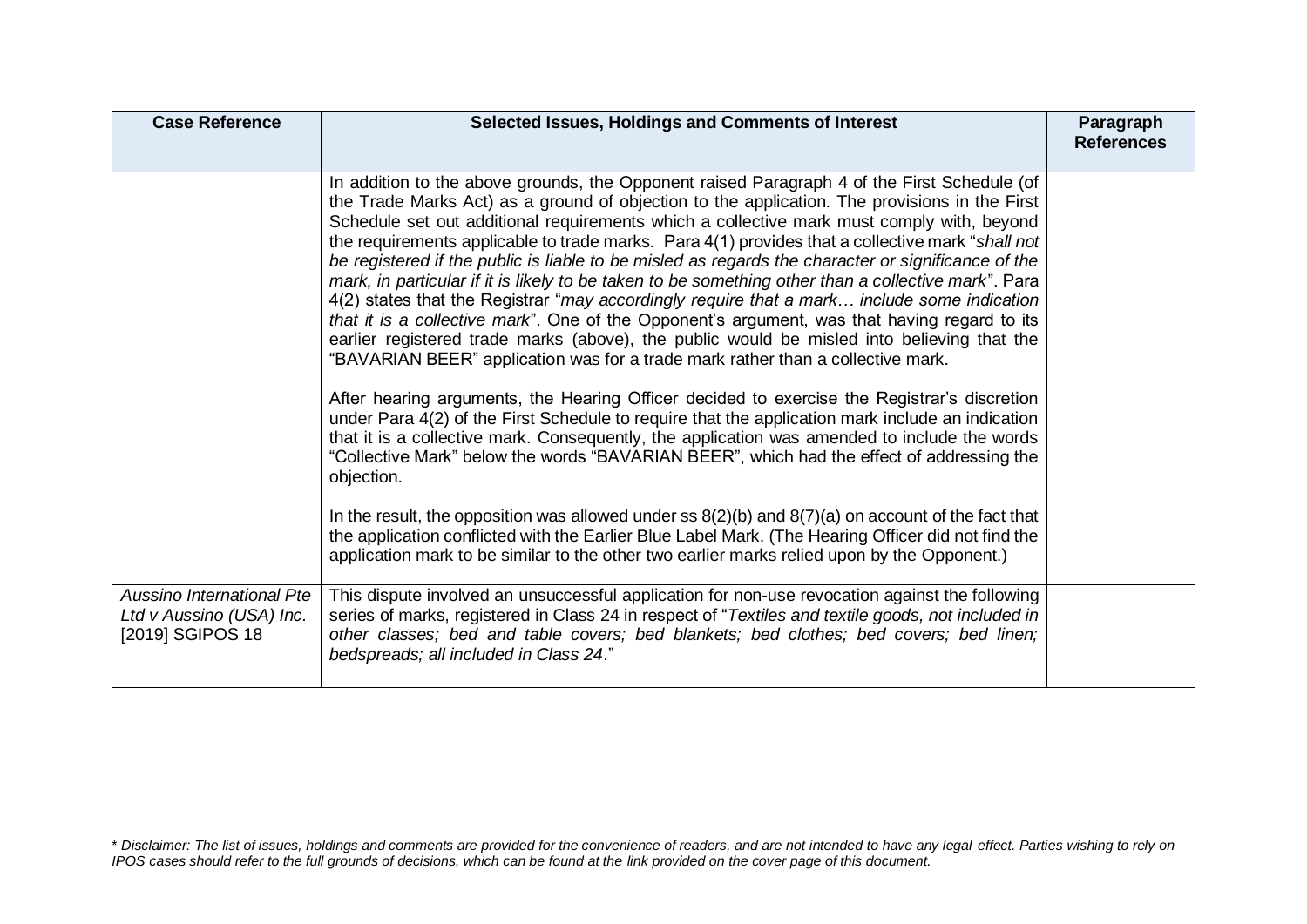| Case Reference | Selected Issues, Holdings and Comments of Interest | Paragraph References |
|---|---|---|
| | In addition to the above grounds, the Opponent raised Paragraph 4 of the First Schedule (of the Trade Marks Act) as a ground of objection to the application. The provisions in the First Schedule set out additional requirements which a collective mark must comply with, beyond the requirements applicable to trade marks. Para 4(1) provides that a collective mark "*shall not be registered if the public is liable to be misled as regards the character or significance of the mark, in particular if it is likely to be taken to be something other than a collective mark*". Para 4(2) states that the Registrar "*may accordingly require that a mark… include some indication that it is a collective mark*". One of the Opponent's argument, was that having regard to its earlier registered trade marks (above), the public would be misled into believing that the "BAVARIAN BEER" application was for a trade mark rather than a collective mark.<br><br>After hearing arguments, the Hearing Officer decided to exercise the Registrar's discretion under Para 4(2) of the First Schedule to require that the application mark include an indication that it is a collective mark. Consequently, the application was amended to include the words "Collective Mark" below the words "BAVARIAN BEER", which had the effect of addressing the objection.<br><br>In the result, the opposition was allowed under ss 8(2)(b) and 8(7)(a) on account of the fact that the application conflicted with the Earlier Blue Label Mark. (The Hearing Officer did not find the application mark to be similar to the other two earlier marks relied upon by the Opponent.) | |
| *Aussino International Pte Ltd v Aussino (USA) Inc.* [2019] SGIPOS 18 | This dispute involved an unsuccessful application for non-use revocation against the following series of marks, registered in Class 24 in respect of "*Textiles and textile goods, not included in other classes; bed and table covers; bed blankets; bed clothes; bed covers; bed linen; bedspreads; all included in Class 24*." | |

*\* Disclaimer: The list of issues, holdings and comments are provided for the convenience of readers, and are not intended to have any legal effect. Parties wishing to rely on IPOS cases should refer to the full grounds of decisions, which can be found at the link provided on the cover page of this document.*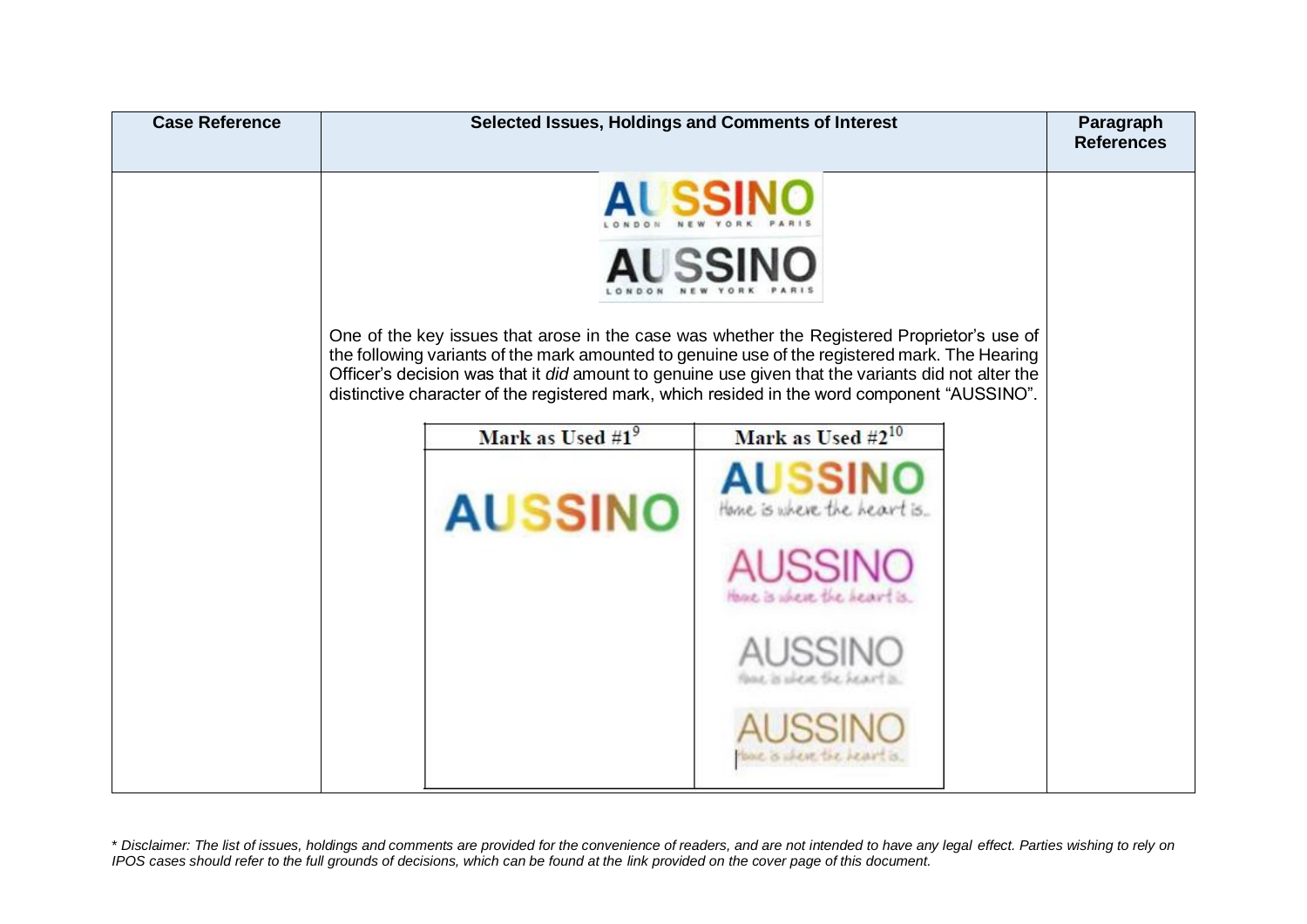| Case Reference | Selected Issues, Holdings and Comments of Interest | Paragraph References |
|---|---|---|
| | AUSSINO LONDON NEW YORK PARIS<br><br>AUSSINO LONDON NEW YORK PARIS<br><br>One of the key issues that arose in the case was whether the Registered Proprietor's use of the following variants of the mark amounted to genuine use of the registered mark. The Hearing Officer's decision was that it *did* amount to genuine use given that the variants did not alter the distinctive character of the registered mark, which resided in the word component "AUSSINO".<br><br>**Mark as Used #1**[9]: AUSSINO<br><br>**Mark as Used #2**[10]: AUSSINO Home is where the heart is. / AUSSINO Home is where the heart is. / AUSSINO Home is where the heart is. / AUSSINO Home is where the heart is. | |

*\* Disclaimer: The list of issues, holdings and comments are provided for the convenience of readers, and are not intended to have any legal effect. Parties wishing to rely on IPOS cases should refer to the full grounds of decisions, which can be found at the link provided on the cover page of this document.*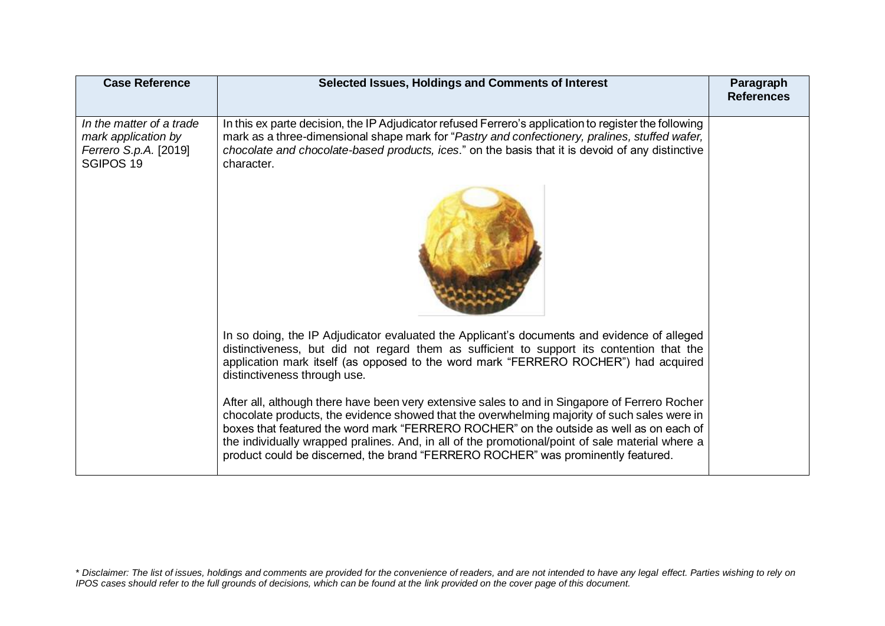| Case Reference | Selected Issues, Holdings and Comments of Interest | Paragraph References |
|---|---|---|
| *In the matter of a trade mark application by Ferrero S.p.A.* [2019] SGIPOS 19 | In this ex parte decision, the IP Adjudicator refused Ferrero's application to register the following mark as a three-dimensional shape mark for "*Pastry and confectionery, pralines, stuffed wafer, chocolate and chocolate-based products, ices*." on the basis that it is devoid of any distinctive character.<br><br>In so doing, the IP Adjudicator evaluated the Applicant's documents and evidence of alleged distinctiveness, but did not regard them as sufficient to support its contention that the application mark itself (as opposed to the word mark "FERRERO ROCHER") had acquired distinctiveness through use.<br><br>After all, although there have been very extensive sales to and in Singapore of Ferrero Rocher chocolate products, the evidence showed that the overwhelming majority of such sales were in boxes that featured the word mark "FERRERO ROCHER" on the outside as well as on each of the individually wrapped pralines. And, in all of the promotional/point of sale material where a product could be discerned, the brand "FERRERO ROCHER" was prominently featured. | |

*\* Disclaimer: The list of issues, holdings and comments are provided for the convenience of readers, and are not intended to have any legal effect. Parties wishing to rely on IPOS cases should refer to the full grounds of decisions, which can be found at the link provided on the cover page of this document.*